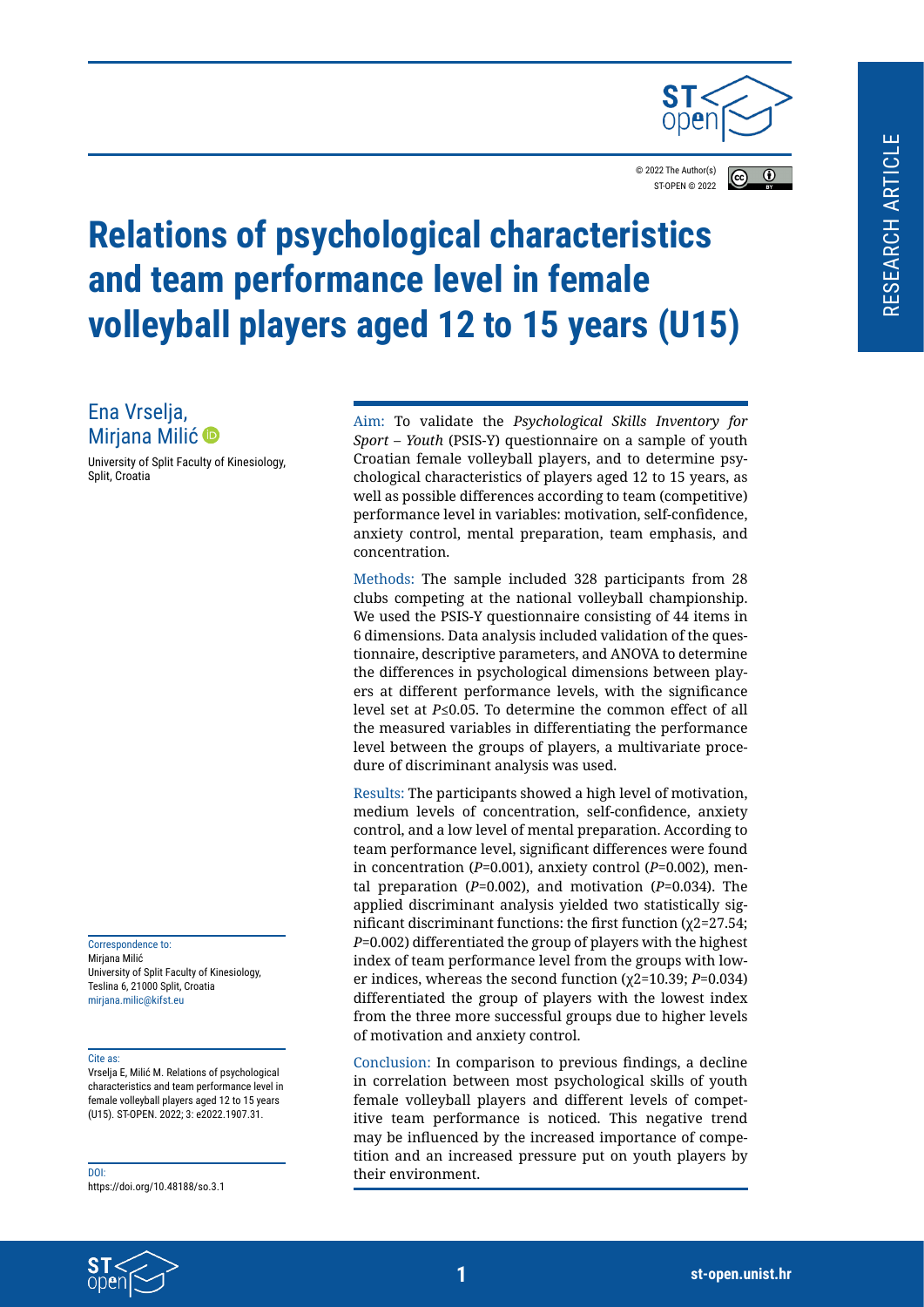RESEARCH ARTICLE

© 2022 The Author(s)
ST-OPEN © 2022

# Relations of psychological characteristics and team performance level in female volleyball players aged 12 to 15 years (U15)

Ena Vrselja,
Mirjana Milić

University of Split Faculty of Kinesiology, Split, Croatia

Aim: To validate the *Psychological Skills Inventory for Sport – Youth* (PSIS-Y) questionnaire on a sample of youth Croatian female volleyball players, and to determine psychological characteristics of players aged 12 to 15 years, as well as possible differences according to team (competitive) performance level in variables: motivation, self-confidence, anxiety control, mental preparation, team emphasis, and concentration.

Methods: The sample included 328 participants from 28 clubs competing at the national volleyball championship. We used the PSIS-Y questionnaire consisting of 44 items in 6 dimensions. Data analysis included validation of the questionnaire, descriptive parameters, and ANOVA to determine the differences in psychological dimensions between players at different performance levels, with the significance level set at $P \leq 0.05$. To determine the common effect of all the measured variables in differentiating the performance level between the groups of players, a multivariate procedure of discriminant analysis was used.

Results: The participants showed a high level of motivation, medium levels of concentration, self-confidence, anxiety control, and a low level of mental preparation. According to team performance level, significant differences were found in concentration ($P$=0.001), anxiety control ($P$=0.002), mental preparation ($P$=0.002), and motivation ($P$=0.034). The applied discriminant analysis yielded two statistically significant discriminant functions: the first function ($\chi^2$=27.54; $P$=0.002) differentiated the group of players with the highest index of team performance level from the groups with lower indices, whereas the second function ($\chi^2$=10.39; $P$=0.034) differentiated the group of players with the lowest index from the three more successful groups due to higher levels of motivation and anxiety control.

Conclusion: In comparison to previous findings, a decline in correlation between most psychological skills of youth female volleyball players and different levels of competitive team performance is noticed. This negative trend may be influenced by the increased importance of competition and an increased pressure put on youth players by their environment.

Correspondence to:
Mirjana Milić
University of Split Faculty of Kinesiology,
Teslina 6, 21000 Split, Croatia
mirjana.milic@kifst.eu

Cite as:
Vrselja E, Milić M. Relations of psychological characteristics and team performance level in female volleyball players aged 12 to 15 years (U15). ST-OPEN. 2022; 3: e2022.1907.31.

DOI:
https://doi.org/10.48188/so.3.1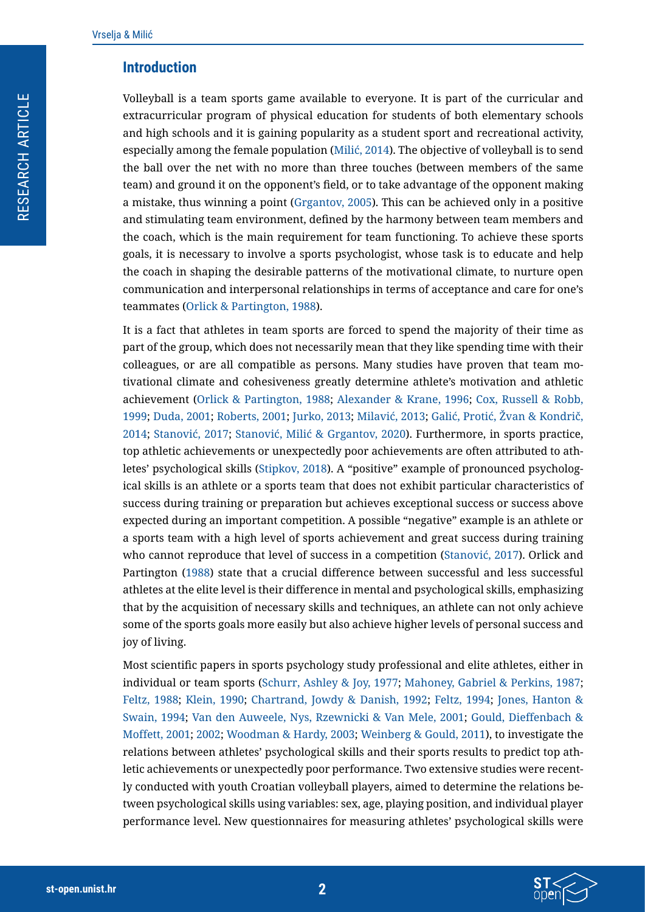## Introduction

Volleyball is a team sports game available to everyone. It is part of the curricular and extracurricular program of physical education for students of both elementary schools and high schools and it is gaining popularity as a student sport and recreational activity, especially among the female population (Milić, 2014). The objective of volleyball is to send the ball over the net with no more than three touches (between members of the same team) and ground it on the opponent's field, or to take advantage of the opponent making a mistake, thus winning a point (Grgantov, 2005). This can be achieved only in a positive and stimulating team environment, defined by the harmony between team members and the coach, which is the main requirement for team functioning. To achieve these sports goals, it is necessary to involve a sports psychologist, whose task is to educate and help the coach in shaping the desirable patterns of the motivational climate, to nurture open communication and interpersonal relationships in terms of acceptance and care for one's teammates (Orlick & Partington, 1988).

It is a fact that athletes in team sports are forced to spend the majority of their time as part of the group, which does not necessarily mean that they like spending time with their colleagues, or are all compatible as persons. Many studies have proven that team motivational climate and cohesiveness greatly determine athlete's motivation and athletic achievement (Orlick & Partington, 1988; Alexander & Krane, 1996; Cox, Russell & Robb, 1999; Duda, 2001; Roberts, 2001; Jurko, 2013; Milavić, 2013; Galić, Protić, Žvan & Kondrič, 2014; Stanović, 2017; Stanović, Milić & Grgantov, 2020). Furthermore, in sports practice, top athletic achievements or unexpectedly poor achievements are often attributed to athletes' psychological skills (Stipkov, 2018). A "positive" example of pronounced psychological skills is an athlete or a sports team that does not exhibit particular characteristics of success during training or preparation but achieves exceptional success or success above expected during an important competition. A possible "negative" example is an athlete or a sports team with a high level of sports achievement and great success during training who cannot reproduce that level of success in a competition (Stanović, 2017). Orlick and Partington (1988) state that a crucial difference between successful and less successful athletes at the elite level is their difference in mental and psychological skills, emphasizing that by the acquisition of necessary skills and techniques, an athlete can not only achieve some of the sports goals more easily but also achieve higher levels of personal success and joy of living.

Most scientific papers in sports psychology study professional and elite athletes, either in individual or team sports (Schurr, Ashley & Joy, 1977; Mahoney, Gabriel & Perkins, 1987; Feltz, 1988; Klein, 1990; Chartrand, Jowdy & Danish, 1992; Feltz, 1994; Jones, Hanton & Swain, 1994; Van den Auweele, Nys, Rzewnicki & Van Mele, 2001; Gould, Dieffenbach & Moffett, 2001; 2002; Woodman & Hardy, 2003; Weinberg & Gould, 2011), to investigate the relations between athletes' psychological skills and their sports results to predict top athletic achievements or unexpectedly poor performance. Two extensive studies were recently conducted with youth Croatian volleyball players, aimed to determine the relations between psychological skills using variables: sex, age, playing position, and individual player performance level. New questionnaires for measuring athletes' psychological skills were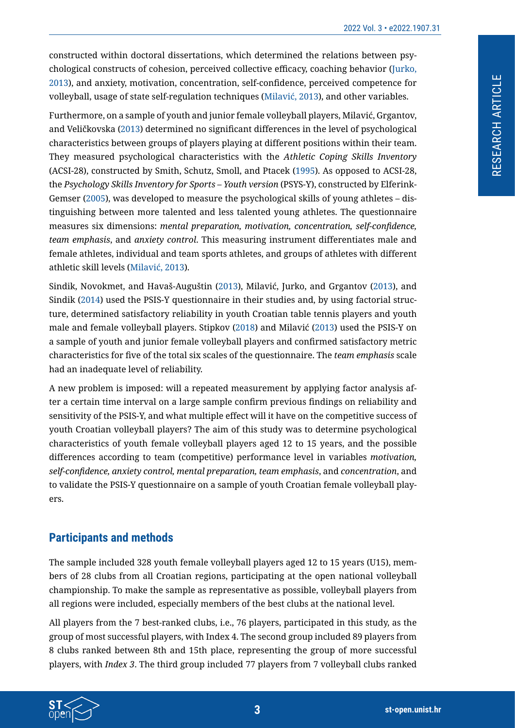constructed within doctoral dissertations, which determined the relations between psychological constructs of cohesion, perceived collective efficacy, coaching behavior (Jurko, 2013), and anxiety, motivation, concentration, self-confidence, perceived competence for volleyball, usage of state self-regulation techniques (Milavić, 2013), and other variables.

Furthermore, on a sample of youth and junior female volleyball players, Milavić, Grgantov, and Veličkovska (2013) determined no significant differences in the level of psychological characteristics between groups of players playing at different positions within their team. They measured psychological characteristics with the *Athletic Coping Skills Inventory* (ACSI-28), constructed by Smith, Schutz, Smoll, and Ptacek (1995). As opposed to ACSI-28, the *Psychology Skills Inventory for Sports – Youth version* (PSYS-Y), constructed by Elferink-Gemser (2005), was developed to measure the psychological skills of young athletes – distinguishing between more talented and less talented young athletes. The questionnaire measures six dimensions: *mental preparation, motivation, concentration, self-confidence, team emphasis*, and *anxiety control*. This measuring instrument differentiates male and female athletes, individual and team sports athletes, and groups of athletes with different athletic skill levels (Milavić, 2013).

Sindik, Novokmet, and Havaš-Auguštin (2013), Milavić, Jurko, and Grgantov (2013), and Sindik (2014) used the PSIS-Y questionnaire in their studies and, by using factorial structure, determined satisfactory reliability in youth Croatian table tennis players and youth male and female volleyball players. Stipkov (2018) and Milavić (2013) used the PSIS-Y on a sample of youth and junior female volleyball players and confirmed satisfactory metric characteristics for five of the total six scales of the questionnaire. The *team emphasis* scale had an inadequate level of reliability.

A new problem is imposed: will a repeated measurement by applying factor analysis after a certain time interval on a large sample confirm previous findings on reliability and sensitivity of the PSIS-Y, and what multiple effect will it have on the competitive success of youth Croatian volleyball players? The aim of this study was to determine psychological characteristics of youth female volleyball players aged 12 to 15 years, and the possible differences according to team (competitive) performance level in variables *motivation, self-confidence, anxiety control, mental preparation, team emphasis*, and *concentration*, and to validate the PSIS-Y questionnaire on a sample of youth Croatian female volleyball players.

## Participants and methods

The sample included 328 youth female volleyball players aged 12 to 15 years (U15), members of 28 clubs from all Croatian regions, participating at the open national volleyball championship. To make the sample as representative as possible, volleyball players from all regions were included, especially members of the best clubs at the national level.

All players from the 7 best-ranked clubs, i.e., 76 players, participated in this study, as the group of most successful players, with Index 4. The second group included 89 players from 8 clubs ranked between 8th and 15th place, representing the group of more successful players, with *Index 3*. The third group included 77 players from 7 volleyball clubs ranked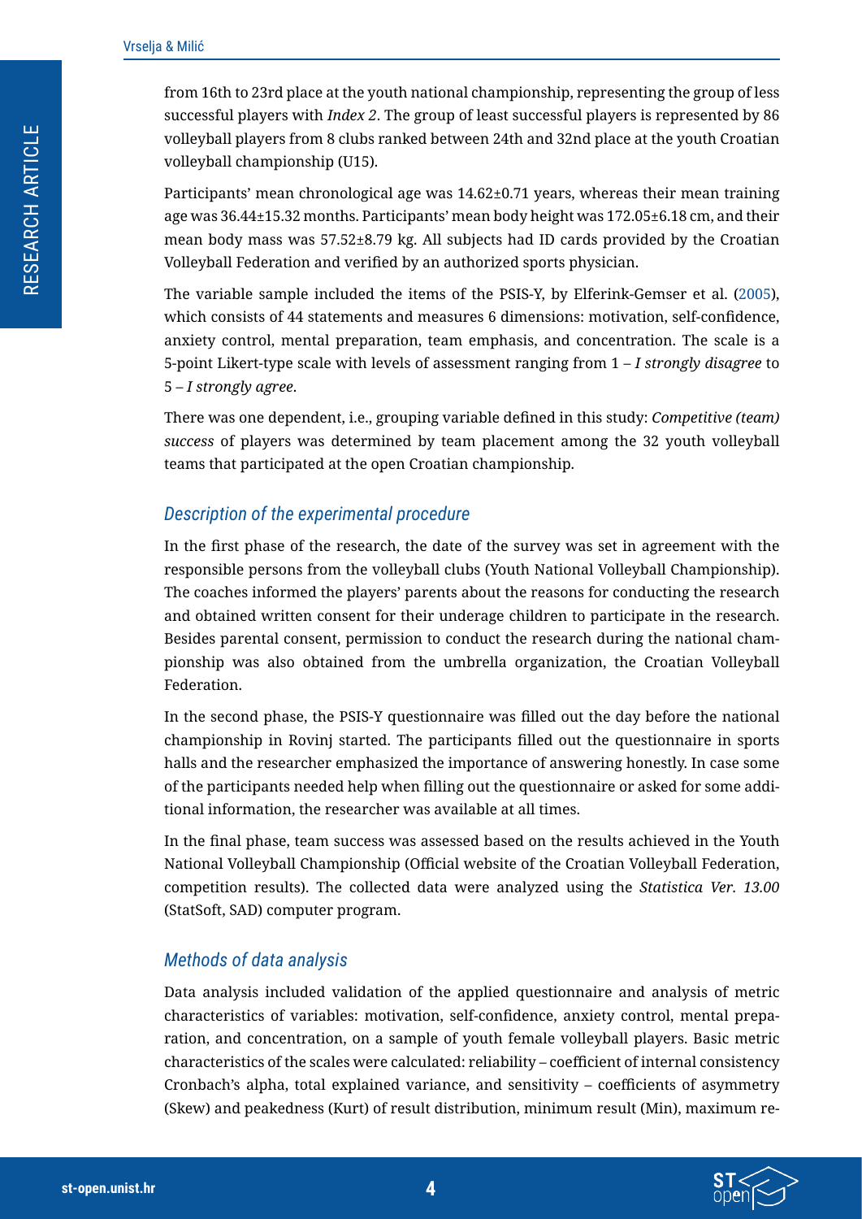from 16th to 23rd place at the youth national championship, representing the group of less successful players with *Index 2*. The group of least successful players is represented by 86 volleyball players from 8 clubs ranked between 24th and 32nd place at the youth Croatian volleyball championship (U15).

Participants' mean chronological age was 14.62±0.71 years, whereas their mean training age was 36.44±15.32 months. Participants' mean body height was 172.05±6.18 cm, and their mean body mass was 57.52±8.79 kg. All subjects had ID cards provided by the Croatian Volleyball Federation and verified by an authorized sports physician.

The variable sample included the items of the PSIS-Y, by Elferink-Gemser et al. (2005), which consists of 44 statements and measures 6 dimensions: motivation, self-confidence, anxiety control, mental preparation, team emphasis, and concentration. The scale is a 5-point Likert-type scale with levels of assessment ranging from 1 – *I strongly disagree* to 5 – *I strongly agree*.

There was one dependent, i.e., grouping variable defined in this study: *Competitive (team) success* of players was determined by team placement among the 32 youth volleyball teams that participated at the open Croatian championship.

## *Description of the experimental procedure*

In the first phase of the research, the date of the survey was set in agreement with the responsible persons from the volleyball clubs (Youth National Volleyball Championship). The coaches informed the players' parents about the reasons for conducting the research and obtained written consent for their underage children to participate in the research. Besides parental consent, permission to conduct the research during the national championship was also obtained from the umbrella organization, the Croatian Volleyball Federation.

In the second phase, the PSIS-Y questionnaire was filled out the day before the national championship in Rovinj started. The participants filled out the questionnaire in sports halls and the researcher emphasized the importance of answering honestly. In case some of the participants needed help when filling out the questionnaire or asked for some additional information, the researcher was available at all times.

In the final phase, team success was assessed based on the results achieved in the Youth National Volleyball Championship (Official website of the Croatian Volleyball Federation, competition results). The collected data were analyzed using the *Statistica Ver. 13.00* (StatSoft, SAD) computer program.

## *Methods of data analysis*

Data analysis included validation of the applied questionnaire and analysis of metric characteristics of variables: motivation, self-confidence, anxiety control, mental preparation, and concentration, on a sample of youth female volleyball players. Basic metric characteristics of the scales were calculated: reliability – coefficient of internal consistency Cronbach's alpha, total explained variance, and sensitivity – coefficients of asymmetry (Skew) and peakedness (Kurt) of result distribution, minimum result (Min), maximum re-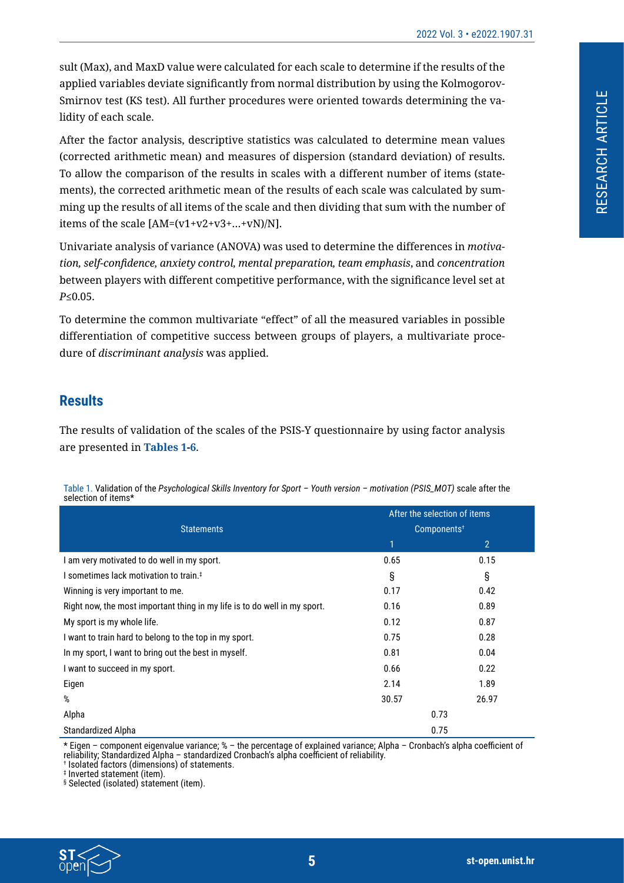sult (Max), and MaxD value were calculated for each scale to determine if the results of the applied variables deviate significantly from normal distribution by using the Kolmogorov-Smirnov test (KS test). All further procedures were oriented towards determining the validity of each scale.

After the factor analysis, descriptive statistics was calculated to determine mean values (corrected arithmetic mean) and measures of dispersion (standard deviation) of results. To allow the comparison of the results in scales with a different number of items (statements), the corrected arithmetic mean of the results of each scale was calculated by summing up the results of all items of the scale and then dividing that sum with the number of items of the scale [AM=(v1+v2+v3+...+vN)/N].

Univariate analysis of variance (ANOVA) was used to determine the differences in *motivation, self-confidence, anxiety control, mental preparation, team emphasis*, and *concentration* between players with different competitive performance, with the significance level set at $P \leq 0.05$.

To determine the common multivariate "effect" of all the measured variables in possible differentiation of competitive success between groups of players, a multivariate procedure of *discriminant analysis* was applied.

## Results

The results of validation of the scales of the PSIS-Y questionnaire by using factor analysis are presented in **Tables 1-6**.

Table 1. Validation of the *Psychological Skills Inventory for Sport – Youth version – motivation (PSIS_MOT)* scale after the selection of items*

| Statements | After the selection of items | |
|---|---|---|
| | Components† | |
| | 1 | 2 |
| I am very motivated to do well in my sport. | 0.65 | 0.15 |
| I sometimes lack motivation to train.‡ | § | § |
| Winning is very important to me. | 0.17 | 0.42 |
| Right now, the most important thing in my life is to do well in my sport. | 0.16 | 0.89 |
| My sport is my whole life. | 0.12 | 0.87 |
| I want to train hard to belong to the top in my sport. | 0.75 | 0.28 |
| In my sport, I want to bring out the best in myself. | 0.81 | 0.04 |
| I want to succeed in my sport. | 0.66 | 0.22 |
| Eigen | 2.14 | 1.89 |
| % | 30.57 | 26.97 |
| Alpha | 0.73 | |
| Standardized Alpha | 0.75 | |

* Eigen – component eigenvalue variance; % – the percentage of explained variance; Alpha – Cronbach's alpha coefficient of reliability; Standardized Alpha – standardized Cronbach's alpha coefficient of reliability.
† Isolated factors (dimensions) of statements.
‡ Inverted statement (item).
§ Selected (isolated) statement (item).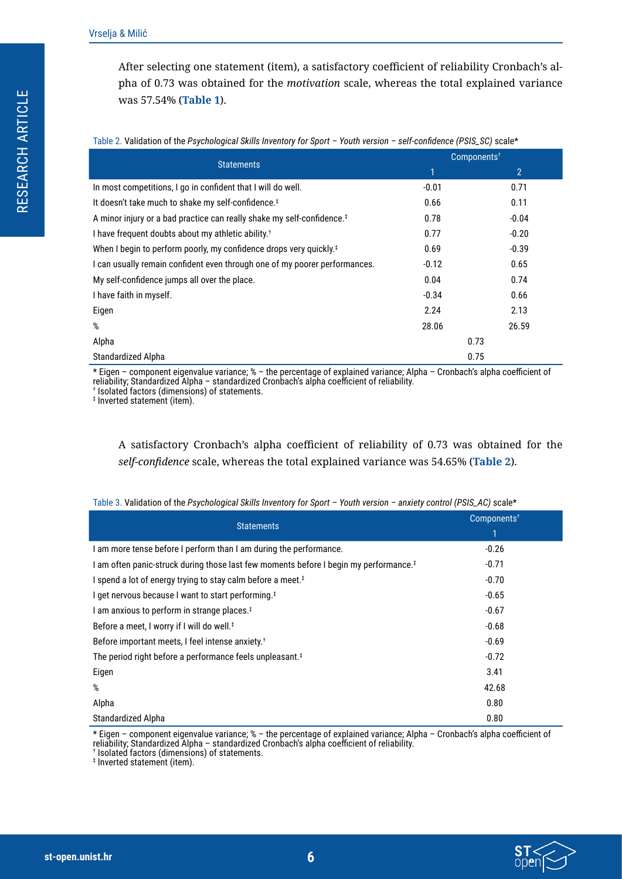After selecting one statement (item), a satisfactory coefficient of reliability Cronbach's alpha of 0.73 was obtained for the *motivation* scale, whereas the total explained variance was 57.54% (**Table 1**).

Table 2. Validation of the *Psychological Skills Inventory for Sport – Youth version – self-confidence (PSIS_SC)* scale*

| Statements | Components† | |
|---|---|---|
| | 1 | 2 |
| In most competitions, I go in confident that I will do well. | -0.01 | 0.71 |
| It doesn't take much to shake my self-confidence.‡ | 0.66 | 0.11 |
| A minor injury or a bad practice can really shake my self-confidence.‡ | 0.78 | -0.04 |
| I have frequent doubts about my athletic ability.† | 0.77 | -0.20 |
| When I begin to perform poorly, my confidence drops very quickly.‡ | 0.69 | -0.39 |
| I can usually remain confident even through one of my poorer performances. | -0.12 | 0.65 |
| My self-confidence jumps all over the place. | 0.04 | 0.74 |
| I have faith in myself. | -0.34 | 0.66 |
| Eigen | 2.24 | 2.13 |
| % | 28.06 | 26.59 |
| Alpha | 0.73 | |
| Standardized Alpha | 0.75 | |

\* Eigen – component eigenvalue variance; % – the percentage of explained variance; Alpha – Cronbach's alpha coefficient of reliability; Standardized Alpha – standardized Cronbach's alpha coefficient of reliability.
† Isolated factors (dimensions) of statements.
‡ Inverted statement (item).

A satisfactory Cronbach's alpha coefficient of reliability of 0.73 was obtained for the *self-confidence* scale, whereas the total explained variance was 54.65% (**Table 2**).

Table 3. Validation of the *Psychological Skills Inventory for Sport – Youth version – anxiety control (PSIS_AC)* scale*

| Statements | Components† |
|---|---|
| | 1 |
| I am more tense before I perform than I am during the performance. | -0.26 |
| I am often panic-struck during those last few moments before I begin my performance.‡ | -0.71 |
| I spend a lot of energy trying to stay calm before a meet.‡ | -0.70 |
| I get nervous because I want to start performing.‡ | -0.65 |
| I am anxious to perform in strange places.‡ | -0.67 |
| Before a meet, I worry if I will do well.‡ | -0.68 |
| Before important meets, I feel intense anxiety.† | -0.69 |
| The period right before a performance feels unpleasant.‡ | -0.72 |
| Eigen | 3.41 |
| % | 42.68 |
| Alpha | 0.80 |
| Standardized Alpha | 0.80 |

\* Eigen – component eigenvalue variance; % – the percentage of explained variance; Alpha – Cronbach's alpha coefficient of reliability; Standardized Alpha – standardized Cronbach's alpha coefficient of reliability.
† Isolated factors (dimensions) of statements.
‡ Inverted statement (item).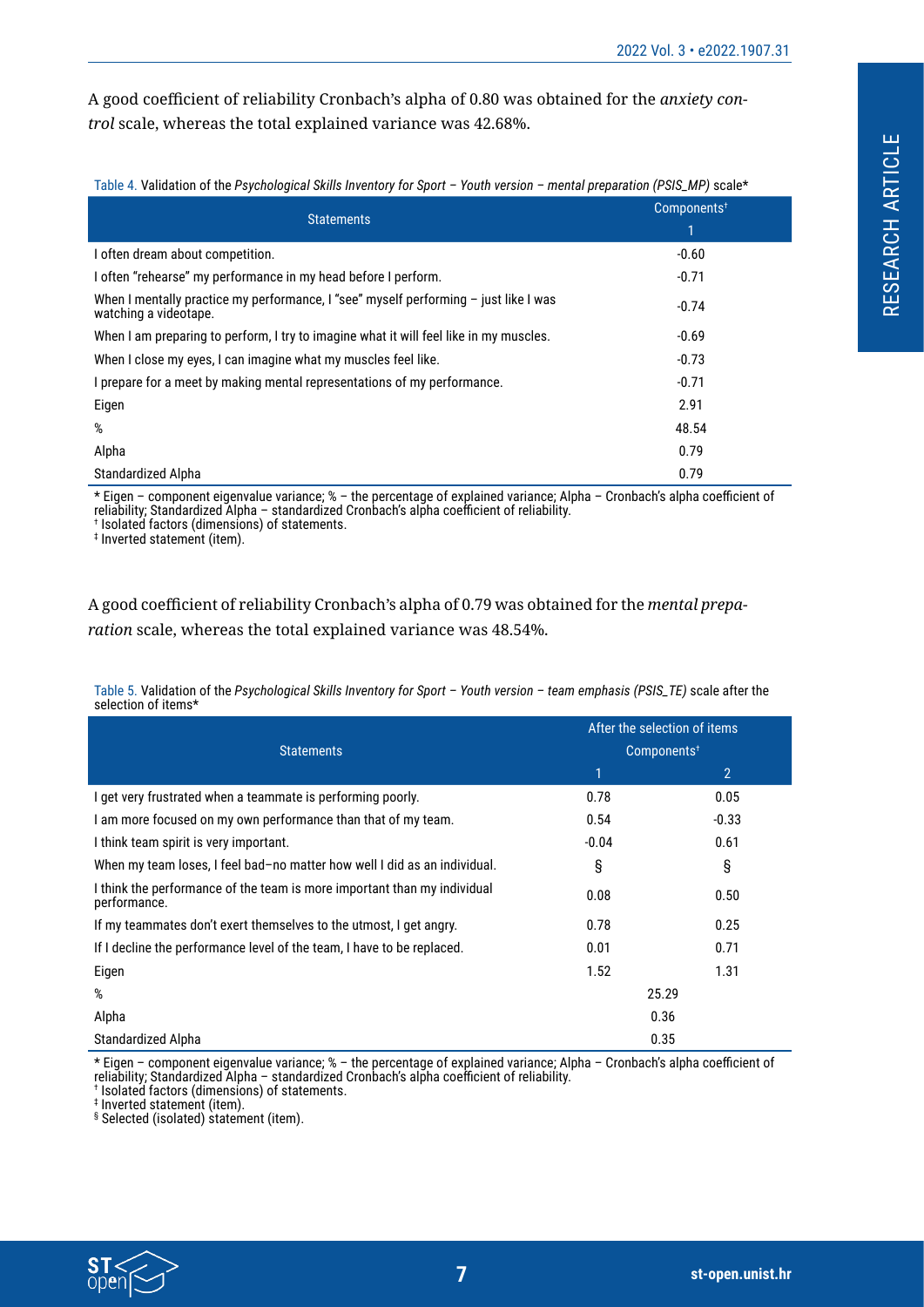A good coefficient of reliability Cronbach's alpha of 0.80 was obtained for the *anxiety control* scale, whereas the total explained variance was 42.68%.

Table 4. Validation of the *Psychological Skills Inventory for Sport – Youth version – mental preparation (PSIS_MP)* scale*

| Statements | Components† |
|---|---|
| | 1 |
| I often dream about competition. | -0.60 |
| I often "rehearse" my performance in my head before I perform. | -0.71 |
| When I mentally practice my performance, I "see" myself performing – just like I was watching a videotape. | -0.74 |
| When I am preparing to perform, I try to imagine what it will feel like in my muscles. | -0.69 |
| When I close my eyes, I can imagine what my muscles feel like. | -0.73 |
| I prepare for a meet by making mental representations of my performance. | -0.71 |
| Eigen | 2.91 |
| % | 48.54 |
| Alpha | 0.79 |
| Standardized Alpha | 0.79 |

\* Eigen – component eigenvalue variance; % – the percentage of explained variance; Alpha – Cronbach's alpha coefficient of reliability; Standardized Alpha – standardized Cronbach's alpha coefficient of reliability.
† Isolated factors (dimensions) of statements.
‡ Inverted statement (item).

A good coefficient of reliability Cronbach's alpha of 0.79 was obtained for the *mental preparation* scale, whereas the total explained variance was 48.54%.

Table 5. Validation of the *Psychological Skills Inventory for Sport – Youth version – team emphasis (PSIS_TE)* scale after the selection of items*

| Statements | After the selection of items | |
|---|---|---|
| | Components† | |
| | 1 | 2 |
| I get very frustrated when a teammate is performing poorly. | 0.78 | 0.05 |
| I am more focused on my own performance than that of my team. | 0.54 | -0.33 |
| I think team spirit is very important. | -0.04 | 0.61 |
| When my team loses, I feel bad–no matter how well I did as an individual. | § | § |
| I think the performance of the team is more important than my individual performance. | 0.08 | 0.50 |
| If my teammates don't exert themselves to the utmost, I get angry. | 0.78 | 0.25 |
| If I decline the performance level of the team, I have to be replaced. | 0.01 | 0.71 |
| Eigen | 1.52 | 1.31 |
| % | 25.29 | |
| Alpha | 0.36 | |
| Standardized Alpha | 0.35 | |

\* Eigen – component eigenvalue variance; % – the percentage of explained variance; Alpha – Cronbach's alpha coefficient of reliability; Standardized Alpha – standardized Cronbach's alpha coefficient of reliability.
† Isolated factors (dimensions) of statements.
‡ Inverted statement (item).
§ Selected (isolated) statement (item).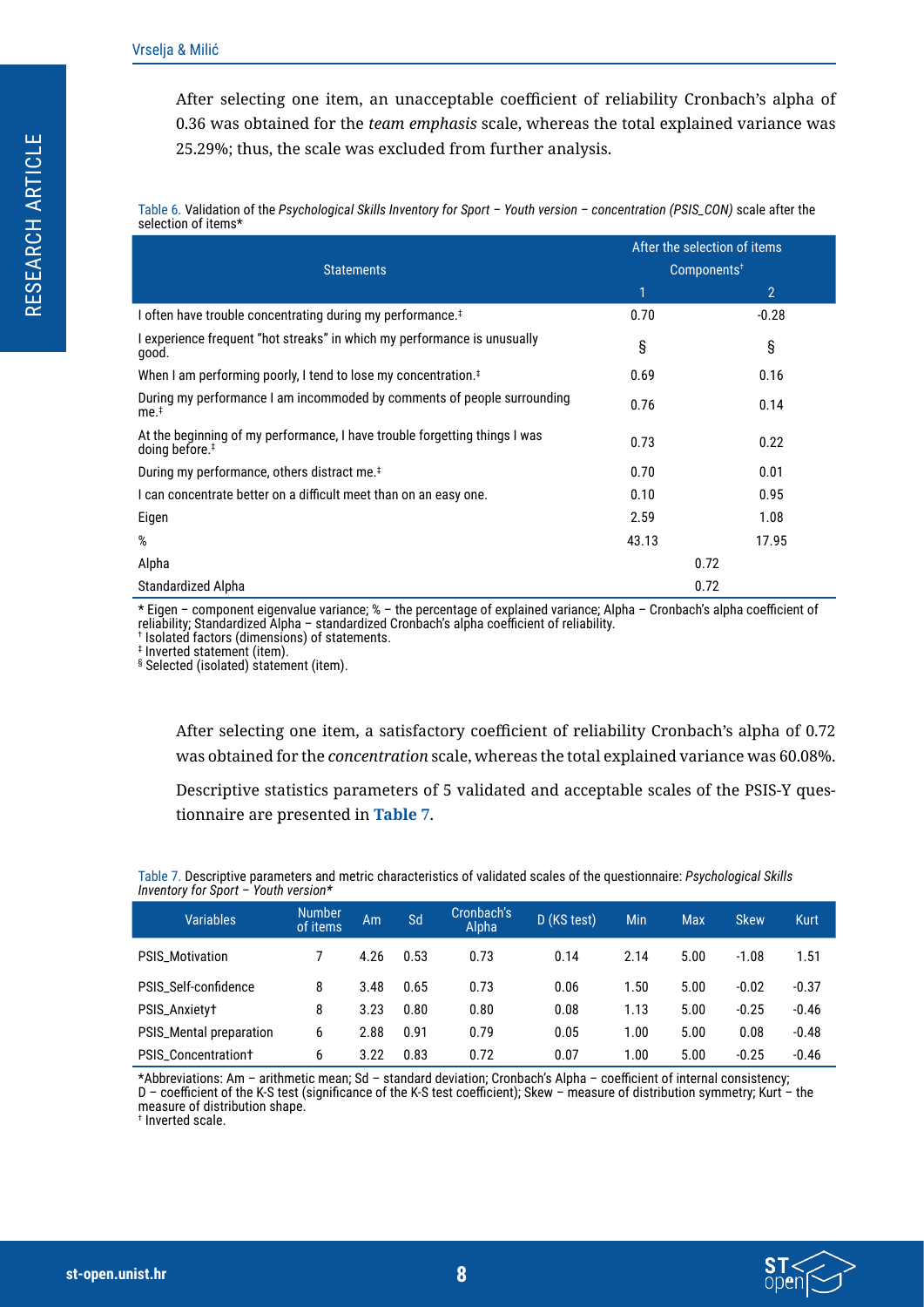After selecting one item, an unacceptable coefficient of reliability Cronbach's alpha of 0.36 was obtained for the *team emphasis* scale, whereas the total explained variance was 25.29%; thus, the scale was excluded from further analysis.

Table 6. Validation of the *Psychological Skills Inventory for Sport – Youth version – concentration (PSIS_CON)* scale after the selection of items*

| Statements | After the selection of items | |
|---|---|---|
| | Components† | |
| | 1 | 2 |
| I often have trouble concentrating during my performance.‡ | 0.70 | -0.28 |
| I experience frequent "hot streaks" in which my performance is unusually good. | § | § |
| When I am performing poorly, I tend to lose my concentration.‡ | 0.69 | 0.16 |
| During my performance I am incommoded by comments of people surrounding me.‡ | 0.76 | 0.14 |
| At the beginning of my performance, I have trouble forgetting things I was doing before.‡ | 0.73 | 0.22 |
| During my performance, others distract me.‡ | 0.70 | 0.01 |
| I can concentrate better on a difficult meet than on an easy one. | 0.10 | 0.95 |
| Eigen | 2.59 | 1.08 |
| % | 43.13 | 17.95 |
| Alpha | 0.72 | |
| Standardized Alpha | 0.72 | |

* Eigen – component eigenvalue variance; % – the percentage of explained variance; Alpha – Cronbach's alpha coefficient of reliability; Standardized Alpha – standardized Cronbach's alpha coefficient of reliability.
† Isolated factors (dimensions) of statements.
‡ Inverted statement (item).
§ Selected (isolated) statement (item).

After selecting one item, a satisfactory coefficient of reliability Cronbach's alpha of 0.72 was obtained for the *concentration* scale, whereas the total explained variance was 60.08%.

Descriptive statistics parameters of 5 validated and acceptable scales of the PSIS-Y questionnaire are presented in **Table 7**.

Table 7. Descriptive parameters and metric characteristics of validated scales of the questionnaire: *Psychological Skills Inventory for Sport – Youth version**

| Variables | Number of items | Am | Sd | Cronbach's Alpha | D (KS test) | Min | Max | Skew | Kurt |
|---|---|---|---|---|---|---|---|---|---|
| PSIS_Motivation | 7 | 4.26 | 0.53 | 0.73 | 0.14 | 2.14 | 5.00 | -1.08 | 1.51 |
| PSIS_Self-confidence | 8 | 3.48 | 0.65 | 0.73 | 0.06 | 1.50 | 5.00 | -0.02 | -0.37 |
| PSIS_Anxiety† | 8 | 3.23 | 0.80 | 0.80 | 0.08 | 1.13 | 5.00 | -0.25 | -0.46 |
| PSIS_Mental preparation | 6 | 2.88 | 0.91 | 0.79 | 0.05 | 1.00 | 5.00 | 0.08 | -0.48 |
| PSIS_Concentration† | 6 | 3.22 | 0.83 | 0.72 | 0.07 | 1.00 | 5.00 | -0.25 | -0.46 |

*Abbreviations: Am – arithmetic mean; Sd – standard deviation; Cronbach's Alpha – coefficient of internal consistency; D – coefficient of the K-S test (significance of the K-S test coefficient); Skew – measure of distribution symmetry; Kurt – the measure of distribution shape.
† Inverted scale.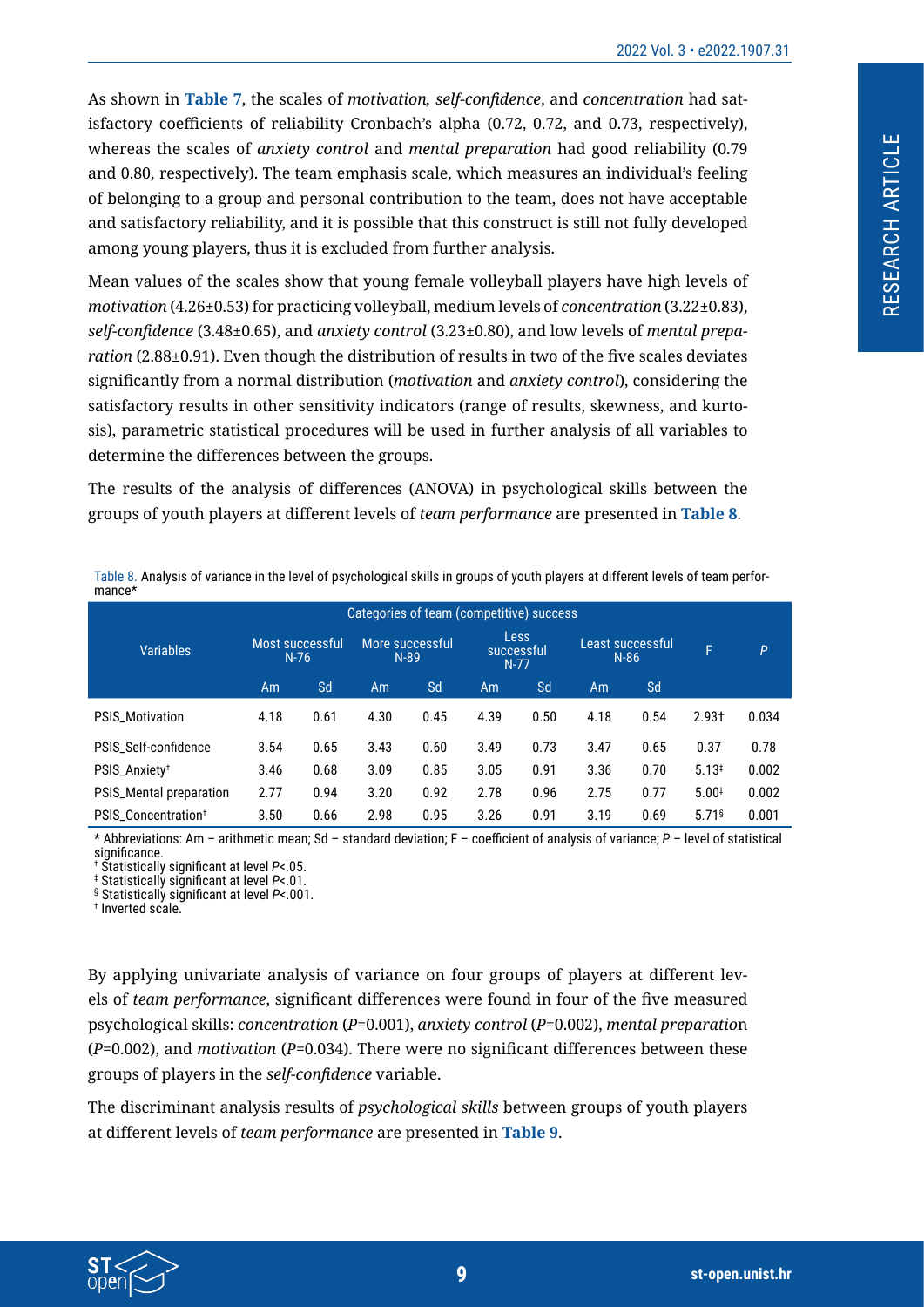As shown in **Table 7**, the scales of *motivation, self-confidence*, and *concentration* had satisfactory coefficients of reliability Cronbach's alpha (0.72, 0.72, and 0.73, respectively), whereas the scales of *anxiety control* and *mental preparation* had good reliability (0.79 and 0.80, respectively). The team emphasis scale, which measures an individual's feeling of belonging to a group and personal contribution to the team, does not have acceptable and satisfactory reliability, and it is possible that this construct is still not fully developed among young players, thus it is excluded from further analysis.

Mean values of the scales show that young female volleyball players have high levels of *motivation* (4.26±0.53) for practicing volleyball, medium levels of *concentration* (3.22±0.83), *self-confidence* (3.48±0.65), and *anxiety control* (3.23±0.80), and low levels of *mental preparation* (2.88±0.91). Even though the distribution of results in two of the five scales deviates significantly from a normal distribution (*motivation* and *anxiety control*), considering the satisfactory results in other sensitivity indicators (range of results, skewness, and kurtosis), parametric statistical procedures will be used in further analysis of all variables to determine the differences between the groups.

The results of the analysis of differences (ANOVA) in psychological skills between the groups of youth players at different levels of *team performance* are presented in **Table 8**.

Table 8. Analysis of variance in the level of psychological skills in groups of youth players at different levels of team performance*

| Variables | Categories of team (competitive) success | | | | | | | | F | *P* |
|---|---|---|---|---|---|---|---|---|---|---|
| | Most successful N-76 | | More successful N-89 | | Less successful N-77 | | Least successful N-86 | | | |
| | Am | Sd | Am | Sd | Am | Sd | Am | Sd | | |
| PSIS_Motivation | 4.18 | 0.61 | 4.30 | 0.45 | 4.39 | 0.50 | 4.18 | 0.54 | 2.93† | 0.034 |
| PSIS_Self-confidence | 3.54 | 0.65 | 3.43 | 0.60 | 3.49 | 0.73 | 3.47 | 0.65 | 0.37 | 0.78 |
| PSIS_Anxiety† | 3.46 | 0.68 | 3.09 | 0.85 | 3.05 | 0.91 | 3.36 | 0.70 | 5.13‡ | 0.002 |
| PSIS_Mental preparation | 2.77 | 0.94 | 3.20 | 0.92 | 2.78 | 0.96 | 2.75 | 0.77 | 5.00‡ | 0.002 |
| PSIS_Concentration† | 3.50 | 0.66 | 2.98 | 0.95 | 3.26 | 0.91 | 3.19 | 0.69 | 5.71§ | 0.001 |

\* Abbreviations: Am – arithmetic mean; Sd – standard deviation; F – coefficient of analysis of variance; *P* – level of statistical significance.
† Statistically significant at level *P*<.05.
‡ Statistically significant at level *P*<.01.
§ Statistically significant at level *P*<.001.
† Inverted scale.

By applying univariate analysis of variance on four groups of players at different levels of *team performance*, significant differences were found in four of the five measured psychological skills: *concentration* (*P*=0.001), *anxiety control* (*P*=0.002), *mental preparation* (*P*=0.002), and *motivation* (*P*=0.034). There were no significant differences between these groups of players in the *self-confidence* variable.

The discriminant analysis results of *psychological skills* between groups of youth players at different levels of *team performance* are presented in **Table 9**.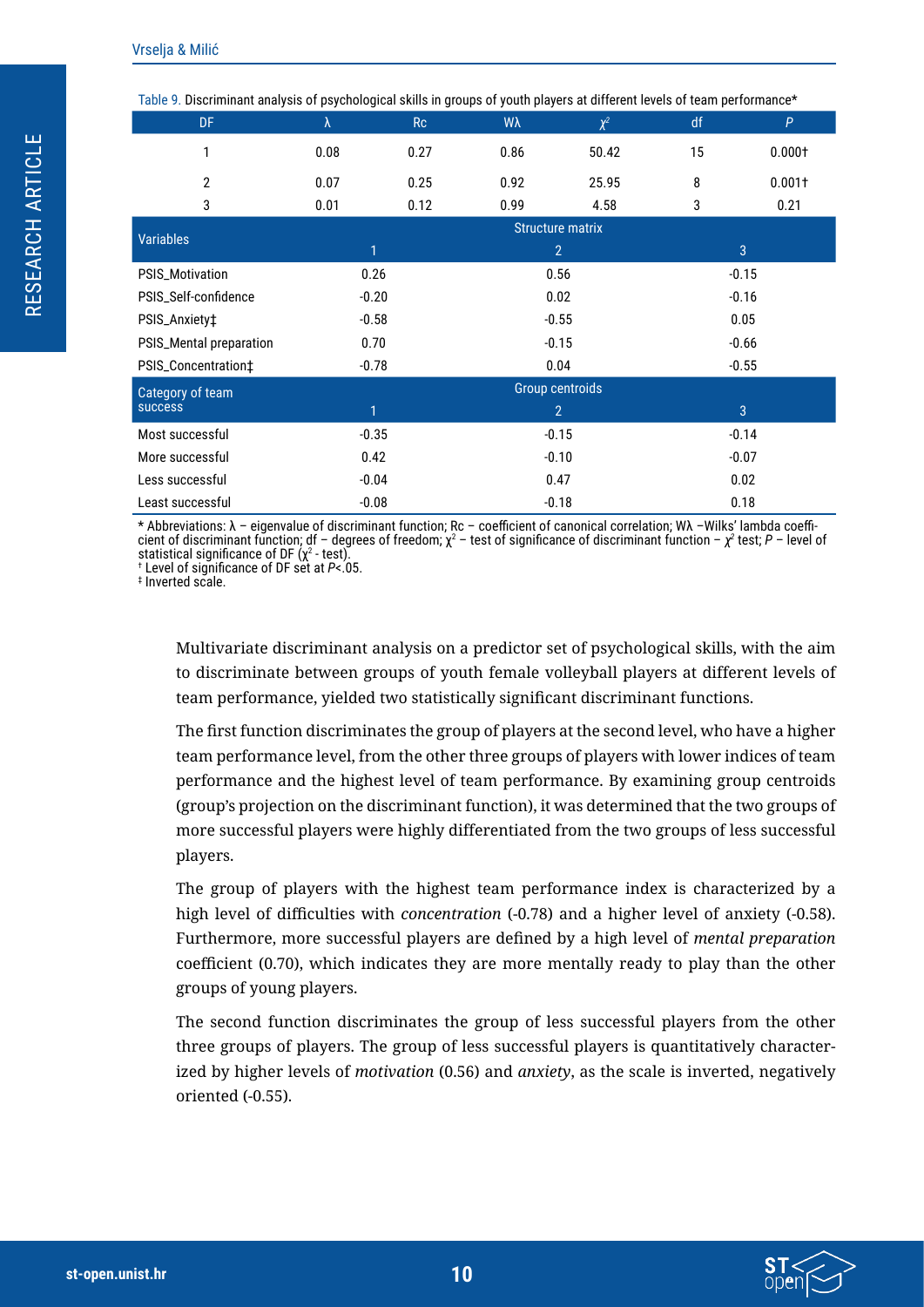Table 9. Discriminant analysis of psychological skills in groups of youth players at different levels of team performance*

| DF | λ | Rc | Wλ | $\chi^2$ | df | *P* |
|---|---|---|---|---|---|---|
| 1 | 0.08 | 0.27 | 0.86 | 50.42 | 15 | 0.000† |
| 2 | 0.07 | 0.25 | 0.92 | 25.95 | 8 | 0.001† |
| 3 | 0.01 | 0.12 | 0.99 | 4.58 | 3 | 0.21 |

| Variables | Structure matrix | | |
|---|---|---|---|
| | 1 | 2 | 3 |
| PSIS_Motivation | 0.26 | 0.56 | -0.15 |
| PSIS_Self-confidence | -0.20 | 0.02 | -0.16 |
| PSIS_Anxiety‡ | -0.58 | -0.55 | 0.05 |
| PSIS_Mental preparation | 0.70 | -0.15 | -0.66 |
| PSIS_Concentration‡ | -0.78 | 0.04 | -0.55 |

| Category of team success | Group centroids | | |
|---|---|---|---|
| | 1 | 2 | 3 |
| Most successful | -0.35 | -0.15 | -0.14 |
| More successful | 0.42 | -0.10 | -0.07 |
| Less successful | -0.04 | 0.47 | 0.02 |
| Least successful | -0.08 | -0.18 | 0.18 |

* Abbreviations: λ – eigenvalue of discriminant function; Rc – coefficient of canonical correlation; Wλ –Wilks' lambda coefficient of discriminant function; df – degrees of freedom; $\chi^2$ – test of significance of discriminant function – $\chi^2$ test; *P* – level of statistical significance of DF ($\chi^2$ - test).
† Level of significance of DF set at $P<.05$.
‡ Inverted scale.

Multivariate discriminant analysis on a predictor set of psychological skills, with the aim to discriminate between groups of youth female volleyball players at different levels of team performance, yielded two statistically significant discriminant functions.

The first function discriminates the group of players at the second level, who have a higher team performance level, from the other three groups of players with lower indices of team performance and the highest level of team performance. By examining group centroids (group's projection on the discriminant function), it was determined that the two groups of more successful players were highly differentiated from the two groups of less successful players.

The group of players with the highest team performance index is characterized by a high level of difficulties with *concentration* (-0.78) and a higher level of anxiety (-0.58). Furthermore, more successful players are defined by a high level of *mental preparation* coefficient (0.70), which indicates they are more mentally ready to play than the other groups of young players.

The second function discriminates the group of less successful players from the other three groups of players. The group of less successful players is quantitatively characterized by higher levels of *motivation* (0.56) and *anxiety*, as the scale is inverted, negatively oriented (-0.55).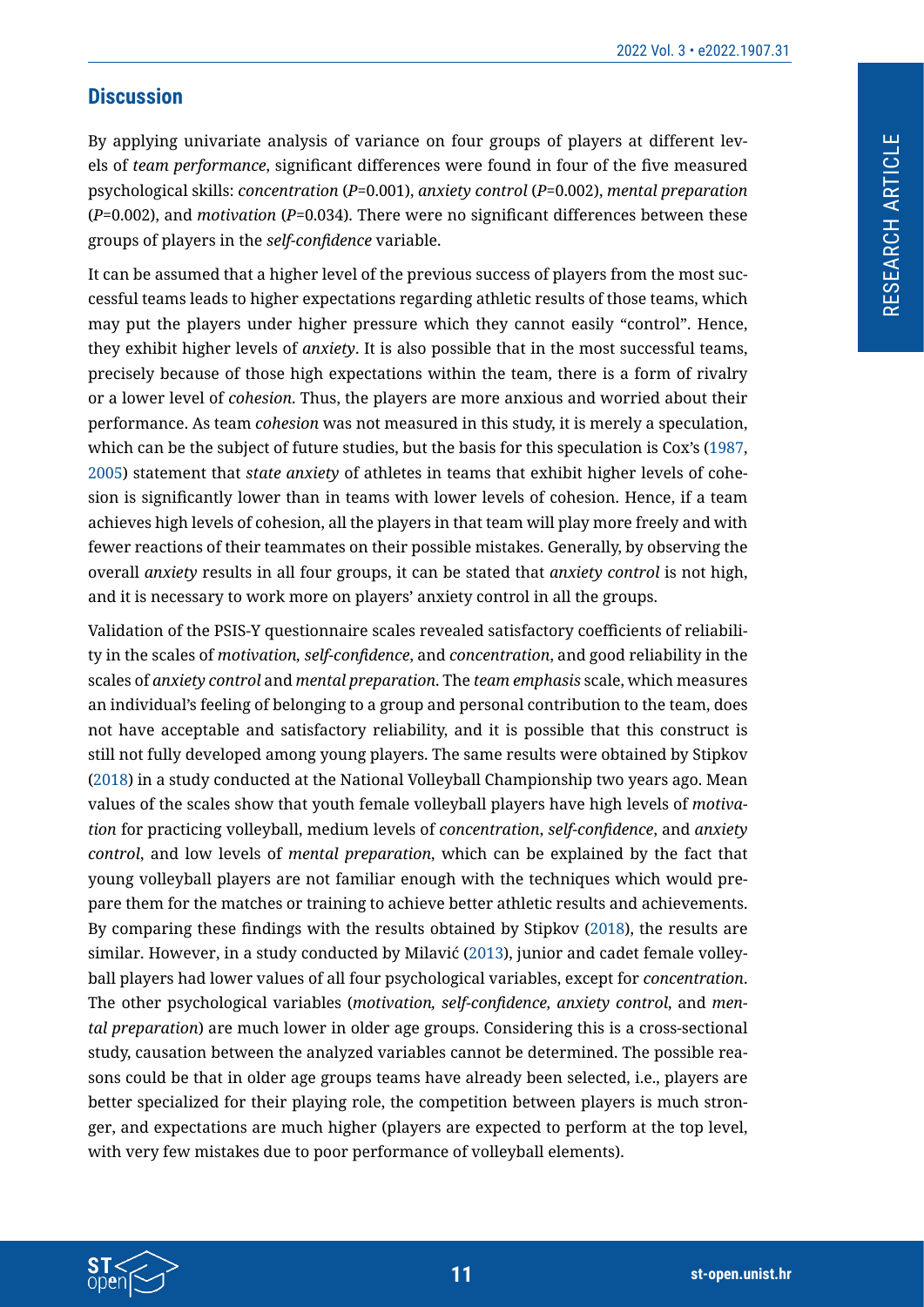## Discussion

By applying univariate analysis of variance on four groups of players at different levels of *team performance*, significant differences were found in four of the five measured psychological skills: *concentration* ($P$=0.001), *anxiety control* ($P$=0.002), *mental preparation* ($P$=0.002), and *motivation* ($P$=0.034). There were no significant differences between these groups of players in the *self-confidence* variable.

It can be assumed that a higher level of the previous success of players from the most successful teams leads to higher expectations regarding athletic results of those teams, which may put the players under higher pressure which they cannot easily "control". Hence, they exhibit higher levels of *anxiety*. It is also possible that in the most successful teams, precisely because of those high expectations within the team, there is a form of rivalry or a lower level of *cohesion*. Thus, the players are more anxious and worried about their performance. As team *cohesion* was not measured in this study, it is merely a speculation, which can be the subject of future studies, but the basis for this speculation is Cox's (1987, 2005) statement that *state anxiety* of athletes in teams that exhibit higher levels of cohesion is significantly lower than in teams with lower levels of cohesion. Hence, if a team achieves high levels of cohesion, all the players in that team will play more freely and with fewer reactions of their teammates on their possible mistakes. Generally, by observing the overall *anxiety* results in all four groups, it can be stated that *anxiety control* is not high, and it is necessary to work more on players' anxiety control in all the groups.

Validation of the PSIS-Y questionnaire scales revealed satisfactory coefficients of reliability in the scales of *motivation, self-confidence*, and *concentration*, and good reliability in the scales of *anxiety control* and *mental preparation*. The *team emphasis* scale, which measures an individual's feeling of belonging to a group and personal contribution to the team, does not have acceptable and satisfactory reliability, and it is possible that this construct is still not fully developed among young players. The same results were obtained by Stipkov (2018) in a study conducted at the National Volleyball Championship two years ago. Mean values of the scales show that youth female volleyball players have high levels of *motivation* for practicing volleyball, medium levels of *concentration*, *self-confidence*, and *anxiety control*, and low levels of *mental preparation*, which can be explained by the fact that young volleyball players are not familiar enough with the techniques which would prepare them for the matches or training to achieve better athletic results and achievements. By comparing these findings with the results obtained by Stipkov (2018), the results are similar. However, in a study conducted by Milavić (2013), junior and cadet female volleyball players had lower values of all four psychological variables, except for *concentration*. The other psychological variables (*motivation, self-confidence, anxiety control*, and *mental preparation*) are much lower in older age groups. Considering this is a cross-sectional study, causation between the analyzed variables cannot be determined. The possible reasons could be that in older age groups teams have already been selected, i.e., players are better specialized for their playing role, the competition between players is much stronger, and expectations are much higher (players are expected to perform at the top level, with very few mistakes due to poor performance of volleyball elements).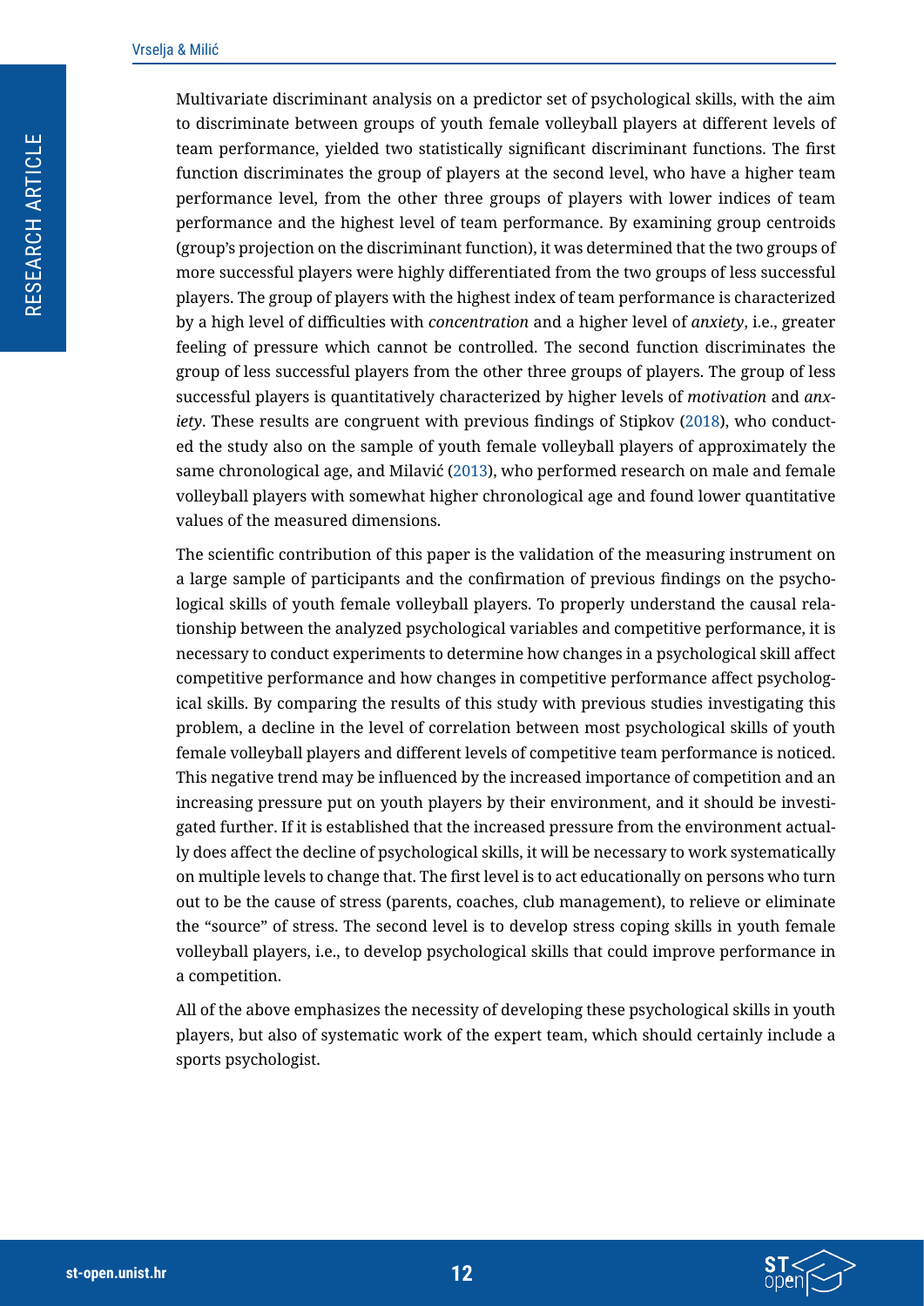Multivariate discriminant analysis on a predictor set of psychological skills, with the aim to discriminate between groups of youth female volleyball players at different levels of team performance, yielded two statistically significant discriminant functions. The first function discriminates the group of players at the second level, who have a higher team performance level, from the other three groups of players with lower indices of team performance and the highest level of team performance. By examining group centroids (group's projection on the discriminant function), it was determined that the two groups of more successful players were highly differentiated from the two groups of less successful players. The group of players with the highest index of team performance is characterized by a high level of difficulties with *concentration* and a higher level of *anxiety*, i.e., greater feeling of pressure which cannot be controlled. The second function discriminates the group of less successful players from the other three groups of players. The group of less successful players is quantitatively characterized by higher levels of *motivation* and *anxiety*. These results are congruent with previous findings of Stipkov (2018), who conducted the study also on the sample of youth female volleyball players of approximately the same chronological age, and Milavić (2013), who performed research on male and female volleyball players with somewhat higher chronological age and found lower quantitative values of the measured dimensions.

The scientific contribution of this paper is the validation of the measuring instrument on a large sample of participants and the confirmation of previous findings on the psychological skills of youth female volleyball players. To properly understand the causal relationship between the analyzed psychological variables and competitive performance, it is necessary to conduct experiments to determine how changes in a psychological skill affect competitive performance and how changes in competitive performance affect psychological skills. By comparing the results of this study with previous studies investigating this problem, a decline in the level of correlation between most psychological skills of youth female volleyball players and different levels of competitive team performance is noticed. This negative trend may be influenced by the increased importance of competition and an increasing pressure put on youth players by their environment, and it should be investigated further. If it is established that the increased pressure from the environment actually does affect the decline of psychological skills, it will be necessary to work systematically on multiple levels to change that. The first level is to act educationally on persons who turn out to be the cause of stress (parents, coaches, club management), to relieve or eliminate the "source" of stress. The second level is to develop stress coping skills in youth female volleyball players, i.e., to develop psychological skills that could improve performance in a competition.

All of the above emphasizes the necessity of developing these psychological skills in youth players, but also of systematic work of the expert team, which should certainly include a sports psychologist.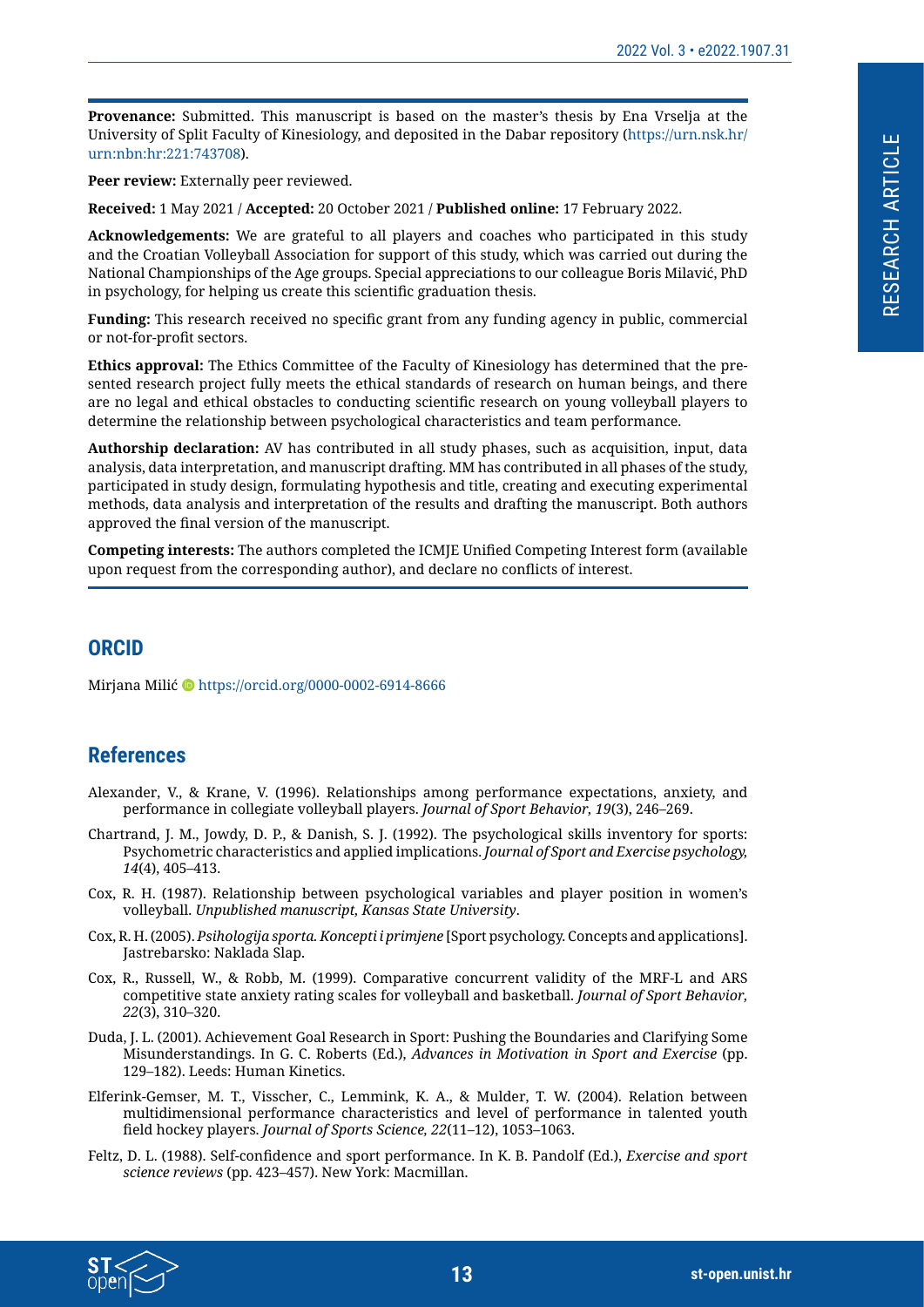**Provenance:** Submitted. This manuscript is based on the master's thesis by Ena Vrselja at the University of Split Faculty of Kinesiology, and deposited in the Dabar repository (https://urn.nsk.hr/urn:nbn:hr:221:743708).

**Peer review:** Externally peer reviewed.

**Received:** 1 May 2021 / **Accepted:** 20 October 2021 / **Published online:** 17 February 2022.

**Acknowledgements:** We are grateful to all players and coaches who participated in this study and the Croatian Volleyball Association for support of this study, which was carried out during the National Championships of the Age groups. Special appreciations to our colleague Boris Milavić, PhD in psychology, for helping us create this scientific graduation thesis.

**Funding:** This research received no specific grant from any funding agency in public, commercial or not-for-profit sectors.

**Ethics approval:** The Ethics Committee of the Faculty of Kinesiology has determined that the presented research project fully meets the ethical standards of research on human beings, and there are no legal and ethical obstacles to conducting scientific research on young volleyball players to determine the relationship between psychological characteristics and team performance.

**Authorship declaration:** AV has contributed in all study phases, such as acquisition, input, data analysis, data interpretation, and manuscript drafting. MM has contributed in all phases of the study, participated in study design, formulating hypothesis and title, creating and executing experimental methods, data analysis and interpretation of the results and drafting the manuscript. Both authors approved the final version of the manuscript.

**Competing interests:** The authors completed the ICMJE Unified Competing Interest form (available upon request from the corresponding author), and declare no conflicts of interest.

## ORCID

Mirjana Milić https://orcid.org/0000-0002-6914-8666

## References

Alexander, V., & Krane, V. (1996). Relationships among performance expectations, anxiety, and performance in collegiate volleyball players. *Journal of Sport Behavior, 19*(3), 246–269.

Chartrand, J. M., Jowdy, D. P., & Danish, S. J. (1992). The psychological skills inventory for sports: Psychometric characteristics and applied implications. *Journal of Sport and Exercise psychology, 14*(4), 405–413.

Cox, R. H. (1987). Relationship between psychological variables and player position in women's volleyball. *Unpublished manuscript, Kansas State University*.

Cox, R. H. (2005). *Psihologija sporta. Koncepti i primjene* [Sport psychology. Concepts and applications]. Jastrebarsko: Naklada Slap.

Cox, R., Russell, W., & Robb, M. (1999). Comparative concurrent validity of the MRF-L and ARS competitive state anxiety rating scales for volleyball and basketball. *Journal of Sport Behavior, 22*(3), 310–320.

Duda, J. L. (2001). Achievement Goal Research in Sport: Pushing the Boundaries and Clarifying Some Misunderstandings. In G. C. Roberts (Ed.), *Advances in Motivation in Sport and Exercise* (pp. 129–182). Leeds: Human Kinetics.

Elferink-Gemser, M. T., Visscher, C., Lemmink, K. A., & Mulder, T. W. (2004). Relation between multidimensional performance characteristics and level of performance in talented youth field hockey players. *Journal of Sports Science, 22*(11–12), 1053–1063.

Feltz, D. L. (1988). Self-confidence and sport performance. In K. B. Pandolf (Ed.), *Exercise and sport science reviews* (pp. 423–457). New York: Macmillan.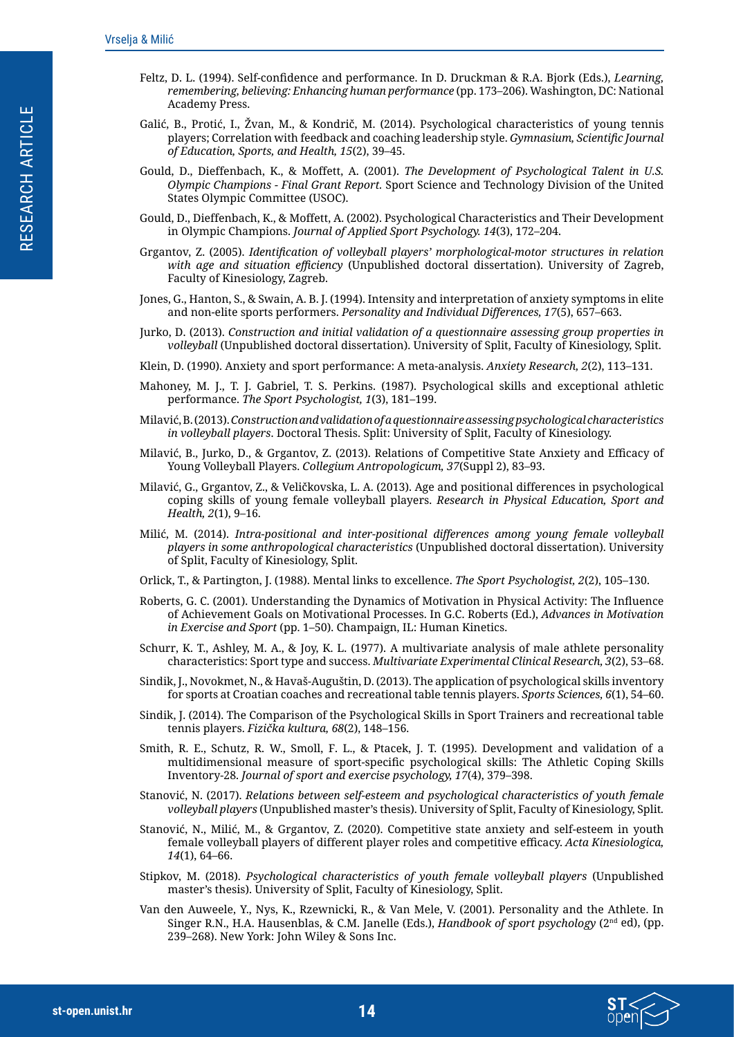Feltz, D. L. (1994). Self-confidence and performance. In D. Druckman & R.A. Bjork (Eds.), *Learning, remembering, believing: Enhancing human performance* (pp. 173–206). Washington, DC: National Academy Press.

Galić, B., Protić, I., Žvan, M., & Kondrič, M. (2014). Psychological characteristics of young tennis players; Correlation with feedback and coaching leadership style. *Gymnasium, Scientific Journal of Education, Sports, and Health, 15*(2), 39–45.

Gould, D., Dieffenbach, K., & Moffett, A. (2001). *The Development of Psychological Talent in U.S. Olympic Champions - Final Grant Report.* Sport Science and Technology Division of the United States Olympic Committee (USOC).

Gould, D., Dieffenbach, K., & Moffett, A. (2002). Psychological Characteristics and Their Development in Olympic Champions. *Journal of Applied Sport Psychology. 14*(3), 172–204.

Grgantov, Z. (2005). *Identification of volleyball players' morphological-motor structures in relation with age and situation efficiency* (Unpublished doctoral dissertation). University of Zagreb, Faculty of Kinesiology, Zagreb.

Jones, G., Hanton, S., & Swain, A. B. J. (1994). Intensity and interpretation of anxiety symptoms in elite and non-elite sports performers. *Personality and Individual Differences, 17*(5), 657–663.

Jurko, D. (2013). *Construction and initial validation of a questionnaire assessing group properties in volleyball* (Unpublished doctoral dissertation). University of Split, Faculty of Kinesiology, Split.

Klein, D. (1990). Anxiety and sport performance: A meta-analysis. *Anxiety Research, 2*(2), 113–131.

Mahoney, M. J., T. J. Gabriel, T. S. Perkins. (1987). Psychological skills and exceptional athletic performance. *The Sport Psychologist, 1*(3), 181–199.

Milavić, B. (2013). *Construction and validation of a questionnaire assessing psychological characteristics in volleyball players*. Doctoral Thesis. Split: University of Split, Faculty of Kinesiology.

Milavić, B., Jurko, D., & Grgantov, Z. (2013). Relations of Competitive State Anxiety and Efficacy of Young Volleyball Players. *Collegium Antropologicum, 37*(Suppl 2), 83–93.

Milavić, G., Grgantov, Z., & Veličkovska, L. A. (2013). Age and positional differences in psychological coping skills of young female volleyball players. *Research in Physical Education, Sport and Health, 2*(1), 9–16.

Milić, M. (2014). *Intra-positional and inter-positional differences among young female volleyball players in some anthropological characteristics* (Unpublished doctoral dissertation). University of Split, Faculty of Kinesiology, Split.

Orlick, T., & Partington, J. (1988). Mental links to excellence. *The Sport Psychologist, 2*(2), 105–130.

Roberts, G. C. (2001). Understanding the Dynamics of Motivation in Physical Activity: The Influence of Achievement Goals on Motivational Processes. In G.C. Roberts (Ed.), *Advances in Motivation in Exercise and Sport* (pp. 1–50). Champaign, IL: Human Kinetics.

Schurr, K. T., Ashley, M. A., & Joy, K. L. (1977). A multivariate analysis of male athlete personality characteristics: Sport type and success. *Multivariate Experimental Clinical Research, 3*(2), 53–68.

Sindik, J., Novokmet, N., & Havaš-Auguštin, D. (2013). The application of psychological skills inventory for sports at Croatian coaches and recreational table tennis players. *Sports Sciences, 6*(1), 54–60.

Sindik, J. (2014). The Comparison of the Psychological Skills in Sport Trainers and recreational table tennis players. *Fizička kultura, 68*(2), 148–156.

Smith, R. E., Schutz, R. W., Smoll, F. L., & Ptacek, J. T. (1995). Development and validation of a multidimensional measure of sport-specific psychological skills: The Athletic Coping Skills Inventory-28. *Journal of sport and exercise psychology, 17*(4), 379–398.

Stanović, N. (2017). *Relations between self-esteem and psychological characteristics of youth female volleyball players* (Unpublished master's thesis). University of Split, Faculty of Kinesiology, Split.

Stanović, N., Milić, M., & Grgantov, Z. (2020). Competitive state anxiety and self-esteem in youth female volleyball players of different player roles and competitive efficacy. *Acta Kinesiologica, 14*(1), 64–66.

Stipkov, M. (2018). *Psychological characteristics of youth female volleyball players* (Unpublished master's thesis). University of Split, Faculty of Kinesiology, Split.

Van den Auweele, Y., Nys, K., Rzewnicki, R., & Van Mele, V. (2001). Personality and the Athlete. In Singer R.N., H.A. Hausenblas, & C.M. Janelle (Eds.), *Handbook of sport psychology* (2nd ed), (pp. 239–268). New York: John Wiley & Sons Inc.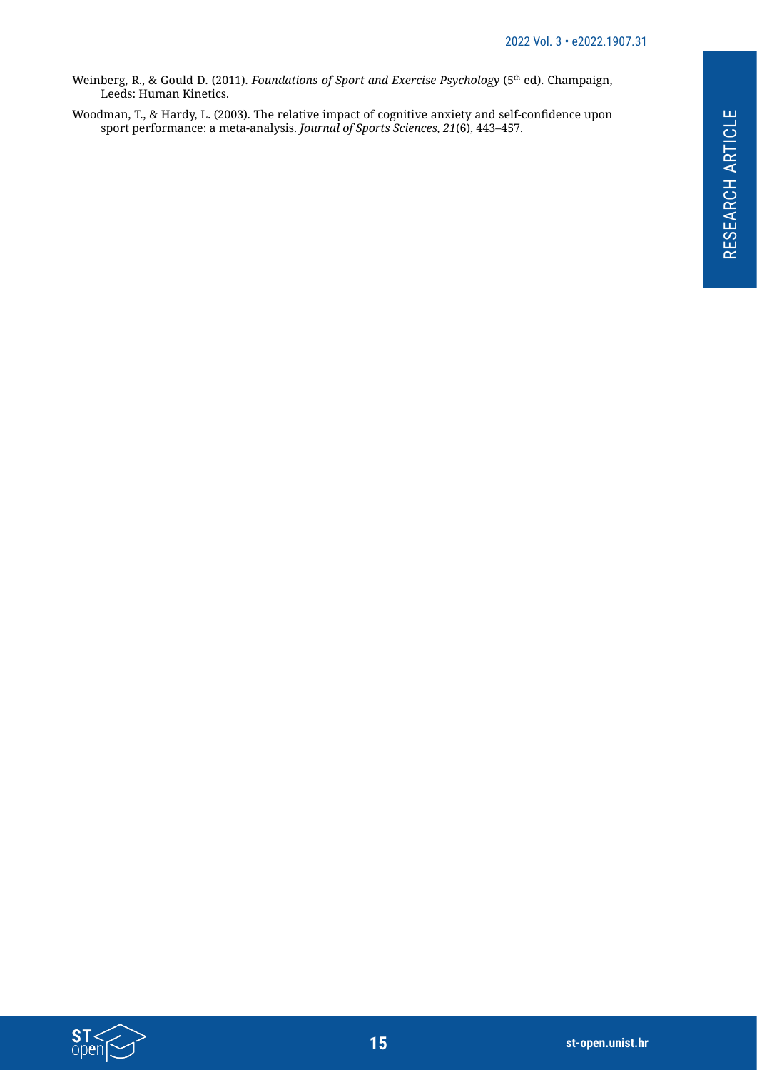Weinberg, R., & Gould D. (2011). *Foundations of Sport and Exercise Psychology* (5th ed). Champaign, Leeds: Human Kinetics.

Woodman, T., & Hardy, L. (2003). The relative impact of cognitive anxiety and self-confidence upon sport performance: a meta-analysis. *Journal of Sports Sciences, 21*(6), 443–457.